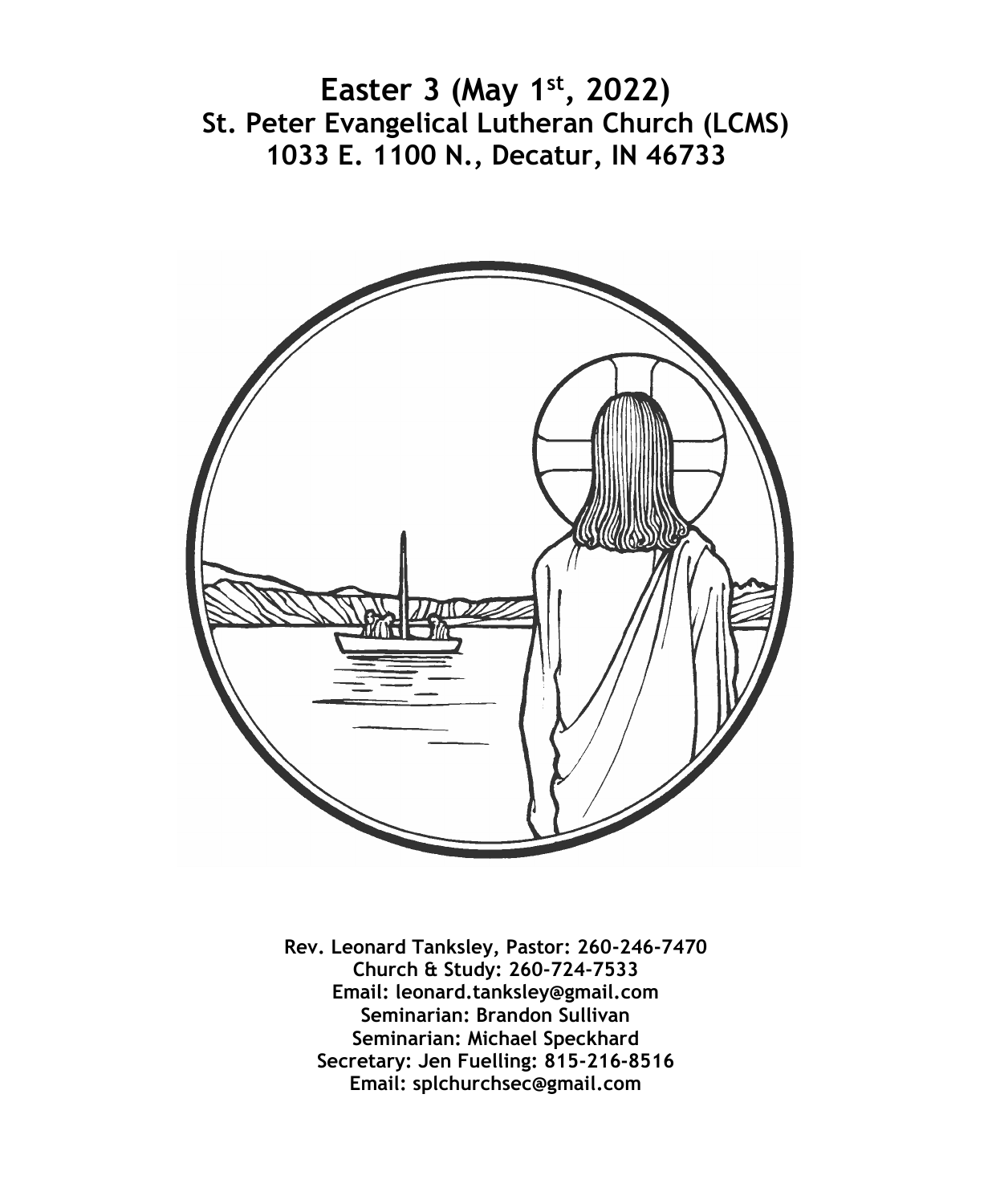# Easter 3 (May 1st, 2022)

## St. Peter Evangelical Lutheran Church (LCMS)

## 1033 E. 1100 N., Decatur, IN 46733

**Rev. Leonard Tanksley, Pastor: 260-246-7470**
**Church & Study: 260-724-7533**
**Email: leonard.tanksley@gmail.com**
**Seminarian: Brandon Sullivan**
**Seminarian: Michael Speckhard**
**Secretary: Jen Fuelling: 815-216-8516**
**Email: splchurchsec@gmail.com**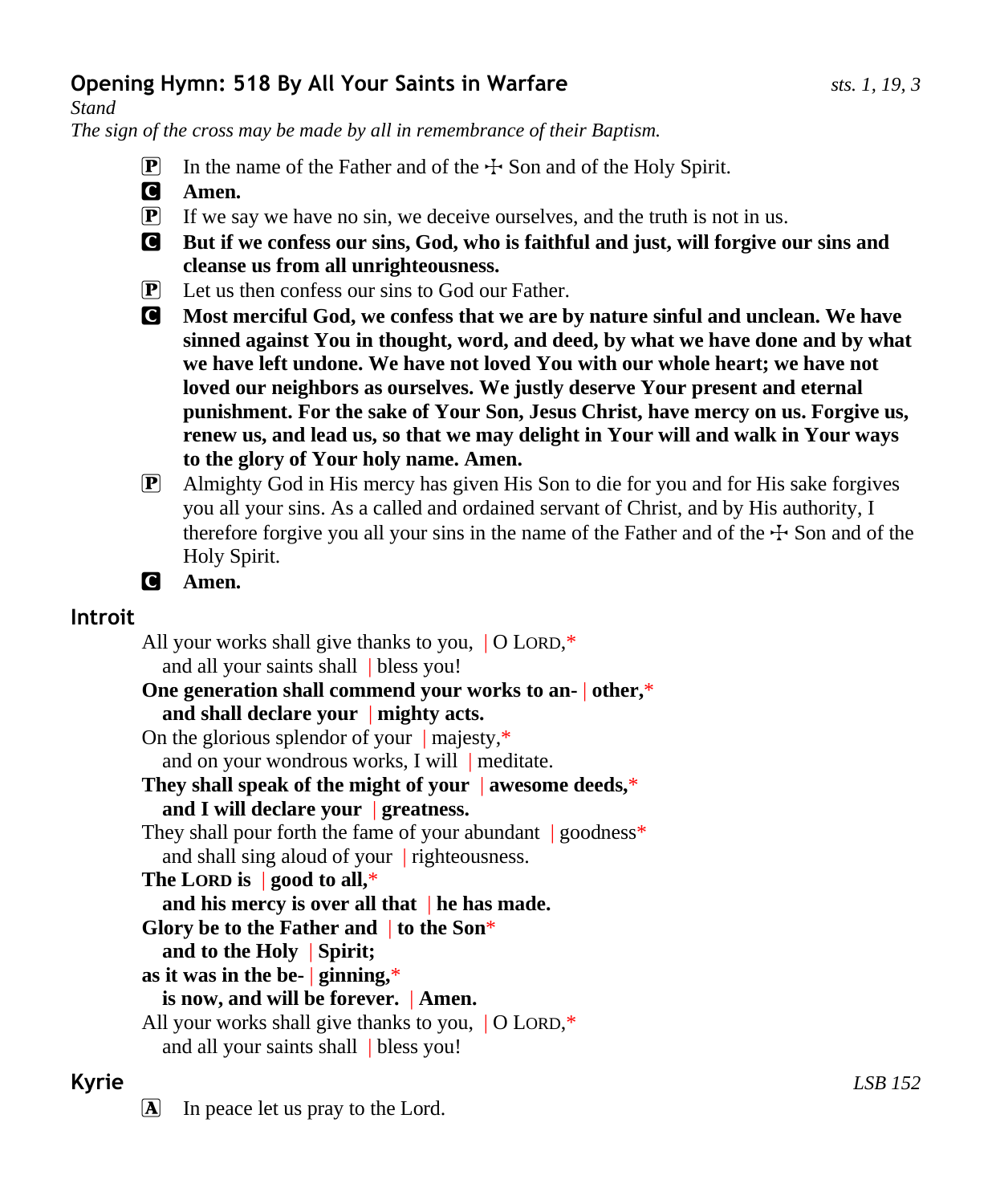## Opening Hymn: 518 By All Your Saints in Warfare

*sts. 1, 19, 3*

*Stand*

*The sign of the cross may be made by all in remembrance of their Baptism.*

P In the name of the Father and of the ☩ Son and of the Holy Spirit.

C **Amen.**

P If we say we have no sin, we deceive ourselves, and the truth is not in us.

C **But if we confess our sins, God, who is faithful and just, will forgive our sins and cleanse us from all unrighteousness.**

P Let us then confess our sins to God our Father.

C **Most merciful God, we confess that we are by nature sinful and unclean. We have sinned against You in thought, word, and deed, by what we have done and by what we have left undone. We have not loved You with our whole heart; we have not loved our neighbors as ourselves. We justly deserve Your present and eternal punishment. For the sake of Your Son, Jesus Christ, have mercy on us. Forgive us, renew us, and lead us, so that we may delight in Your will and walk in Your ways to the glory of Your holy name. Amen.**

P Almighty God in His mercy has given His Son to die for you and for His sake forgives you all your sins. As a called and ordained servant of Christ, and by His authority, I therefore forgive you all your sins in the name of the Father and of the ☩ Son and of the Holy Spirit.

C **Amen.**

## Introit

All your works shall give thanks to you, | O LORD,*
  and all your saints shall | bless you!
**One generation shall commend your works to an- | other,***
  **and shall declare your | mighty acts.**
On the glorious splendor of your | majesty,*
  and on your wondrous works, I will | meditate.
**They shall speak of the might of your | awesome deeds,***
  **and I will declare your | greatness.**
They shall pour forth the fame of your abundant | goodness*
  and shall sing aloud of your | righteousness.
**The LORD is | good to all,***
  **and his mercy is over all that | he has made.**
**Glory be to the Father and | to the Son***
  **and to the Holy | Spirit;**
**as it was in the be- | ginning,***
  **is now, and will be forever. | Amen.**
All your works shall give thanks to you, | O LORD,*
  and all your saints shall | bless you!

## Kyrie

*LSB 152*

A In peace let us pray to the Lord.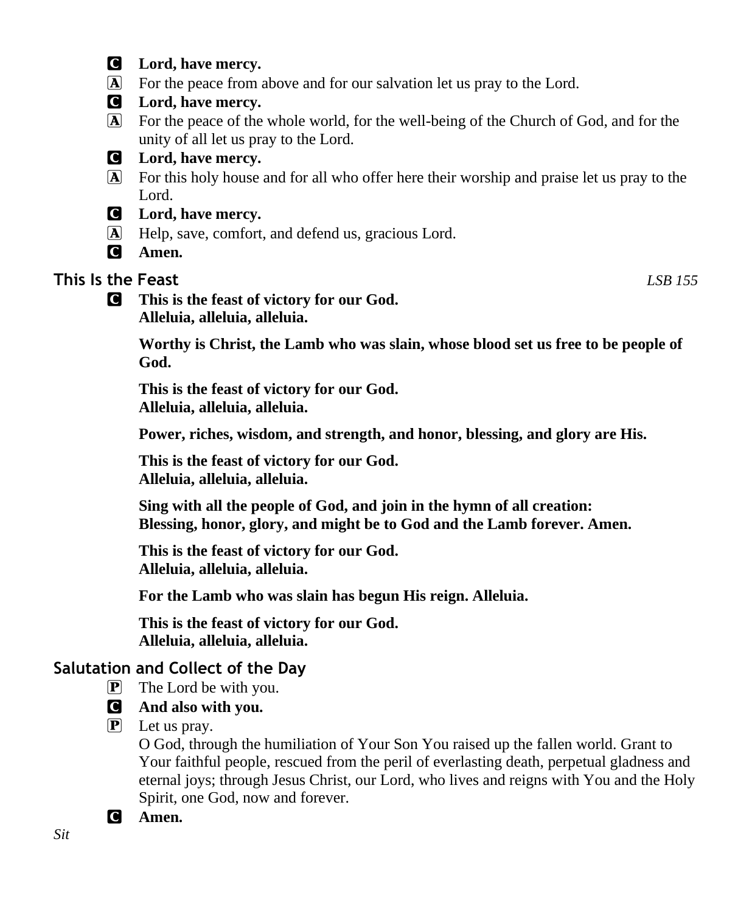**C** **Lord, have mercy.**

**A** For the peace from above and for our salvation let us pray to the Lord.

**C** **Lord, have mercy.**

**A** For the peace of the whole world, for the well-being of the Church of God, and for the unity of all let us pray to the Lord.

**C** **Lord, have mercy.**

**A** For this holy house and for all who offer here their worship and praise let us pray to the Lord.

**C** **Lord, have mercy.**

**A** Help, save, comfort, and defend us, gracious Lord.

**C** **Amen.**

## This Is the Feast *LSB 155*

**C** **This is the feast of victory for our God.**
**Alleluia, alleluia, alleluia.**

**Worthy is Christ, the Lamb who was slain, whose blood set us free to be people of God.**

**This is the feast of victory for our God.**
**Alleluia, alleluia, alleluia.**

**Power, riches, wisdom, and strength, and honor, blessing, and glory are His.**

**This is the feast of victory for our God.**
**Alleluia, alleluia, alleluia.**

**Sing with all the people of God, and join in the hymn of all creation:**
**Blessing, honor, glory, and might be to God and the Lamb forever. Amen.**

**This is the feast of victory for our God.**
**Alleluia, alleluia, alleluia.**

**For the Lamb who was slain has begun His reign. Alleluia.**

**This is the feast of victory for our God.**
**Alleluia, alleluia, alleluia.**

## Salutation and Collect of the Day

**P** The Lord be with you.

**C** **And also with you.**

**P** Let us pray.
O God, through the humiliation of Your Son You raised up the fallen world. Grant to Your faithful people, rescued from the peril of everlasting death, perpetual gladness and eternal joys; through Jesus Christ, our Lord, who lives and reigns with You and the Holy Spirit, one God, now and forever.

**C** **Amen.**

*Sit*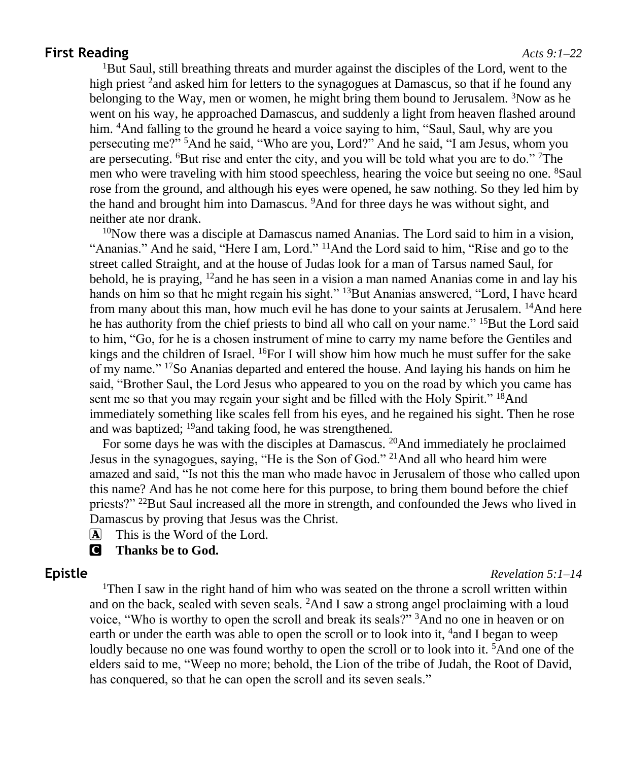## First Reading

*Acts 9:1–22*

[1]But Saul, still breathing threats and murder against the disciples of the Lord, went to the high priest [2]and asked him for letters to the synagogues at Damascus, so that if he found any belonging to the Way, men or women, he might bring them bound to Jerusalem. [3]Now as he went on his way, he approached Damascus, and suddenly a light from heaven flashed around him. [4]And falling to the ground he heard a voice saying to him, "Saul, Saul, why are you persecuting me?" [5]And he said, "Who are you, Lord?" And he said, "I am Jesus, whom you are persecuting. [6]But rise and enter the city, and you will be told what you are to do." [7]The men who were traveling with him stood speechless, hearing the voice but seeing no one. [8]Saul rose from the ground, and although his eyes were opened, he saw nothing. So they led him by the hand and brought him into Damascus. [9]And for three days he was without sight, and neither ate nor drank.

[10]Now there was a disciple at Damascus named Ananias. The Lord said to him in a vision, "Ananias." And he said, "Here I am, Lord." [11]And the Lord said to him, "Rise and go to the street called Straight, and at the house of Judas look for a man of Tarsus named Saul, for behold, he is praying, [12]and he has seen in a vision a man named Ananias come in and lay his hands on him so that he might regain his sight." [13]But Ananias answered, "Lord, I have heard from many about this man, how much evil he has done to your saints at Jerusalem. [14]And here he has authority from the chief priests to bind all who call on your name." [15]But the Lord said to him, "Go, for he is a chosen instrument of mine to carry my name before the Gentiles and kings and the children of Israel. [16]For I will show him how much he must suffer for the sake of my name." [17]So Ananias departed and entered the house. And laying his hands on him he said, "Brother Saul, the Lord Jesus who appeared to you on the road by which you came has sent me so that you may regain your sight and be filled with the Holy Spirit." [18]And immediately something like scales fell from his eyes, and he regained his sight. Then he rose and was baptized; [19]and taking food, he was strengthened.

For some days he was with the disciples at Damascus. [20]And immediately he proclaimed Jesus in the synagogues, saying, "He is the Son of God." [21]And all who heard him were amazed and said, "Is not this the man who made havoc in Jerusalem of those who called upon this name? And has he not come here for this purpose, to bring them bound before the chief priests?" [22]But Saul increased all the more in strength, and confounded the Jews who lived in Damascus by proving that Jesus was the Christ.

A This is the Word of the Lord.

C **Thanks be to God.**

## Epistle

*Revelation 5:1–14*

[1]Then I saw in the right hand of him who was seated on the throne a scroll written within and on the back, sealed with seven seals. [2]And I saw a strong angel proclaiming with a loud voice, "Who is worthy to open the scroll and break its seals?" [3]And no one in heaven or on earth or under the earth was able to open the scroll or to look into it, [4]and I began to weep loudly because no one was found worthy to open the scroll or to look into it. [5]And one of the elders said to me, "Weep no more; behold, the Lion of the tribe of Judah, the Root of David, has conquered, so that he can open the scroll and its seven seals."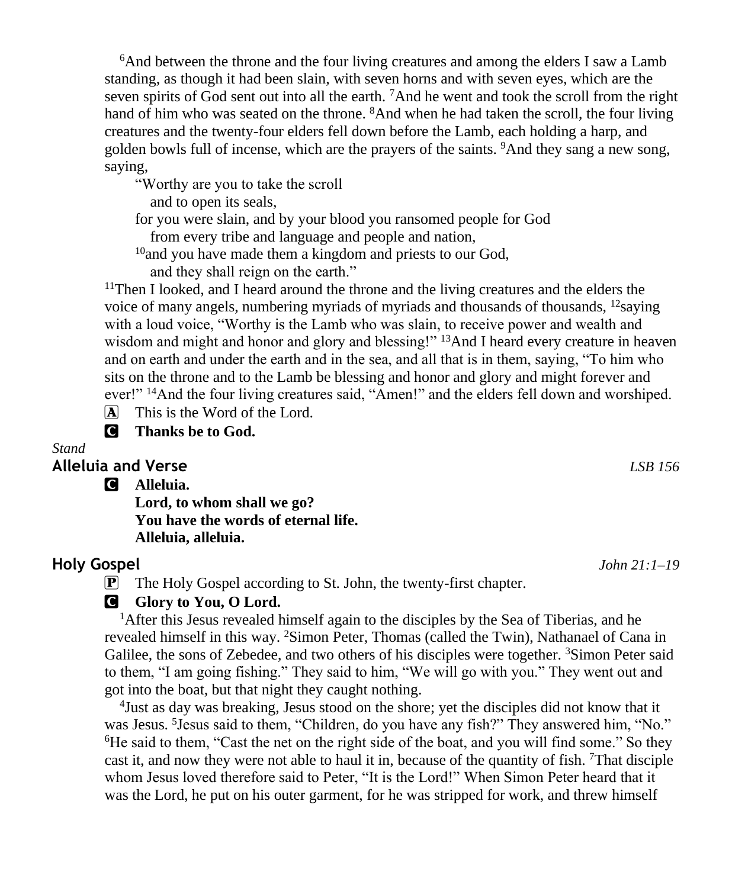[6]And between the throne and the four living creatures and among the elders I saw a Lamb standing, as though it had been slain, with seven horns and with seven eyes, which are the seven spirits of God sent out into all the earth. [7]And he went and took the scroll from the right hand of him who was seated on the throne. [8]And when he had taken the scroll, the four living creatures and the twenty-four elders fell down before the Lamb, each holding a harp, and golden bowls full of incense, which are the prayers of the saints. [9]And they sang a new song, saying,

"Worthy are you to take the scroll
  and to open its seals,
for you were slain, and by your blood you ransomed people for God
  from every tribe and language and people and nation,
[10]and you have made them a kingdom and priests to our God,
  and they shall reign on the earth."

[11]Then I looked, and I heard around the throne and the living creatures and the elders the voice of many angels, numbering myriads of myriads and thousands of thousands, [12]saying with a loud voice, "Worthy is the Lamb who was slain, to receive power and wealth and wisdom and might and honor and glory and blessing!" [13]And I heard every creature in heaven and on earth and under the earth and in the sea, and all that is in them, saying, "To him who sits on the throne and to the Lamb be blessing and honor and glory and might forever and ever!" [14]And the four living creatures said, "Amen!" and the elders fell down and worshiped.

A This is the Word of the Lord.

C **Thanks be to God.**

*Stand*

## Alleluia and Verse *LSB 156*

C **Alleluia.**
**Lord, to whom shall we go?**
**You have the words of eternal life.**
**Alleluia, alleluia.**

## Holy Gospel *John 21:1–19*

P The Holy Gospel according to St. John, the twenty-first chapter.

C **Glory to You, O Lord.**

[1]After this Jesus revealed himself again to the disciples by the Sea of Tiberias, and he revealed himself in this way. [2]Simon Peter, Thomas (called the Twin), Nathanael of Cana in Galilee, the sons of Zebedee, and two others of his disciples were together. [3]Simon Peter said to them, "I am going fishing." They said to him, "We will go with you." They went out and got into the boat, but that night they caught nothing.

[4]Just as day was breaking, Jesus stood on the shore; yet the disciples did not know that it was Jesus. [5]Jesus said to them, "Children, do you have any fish?" They answered him, "No." [6]He said to them, "Cast the net on the right side of the boat, and you will find some." So they cast it, and now they were not able to haul it in, because of the quantity of fish. [7]That disciple whom Jesus loved therefore said to Peter, "It is the Lord!" When Simon Peter heard that it was the Lord, he put on his outer garment, for he was stripped for work, and threw himself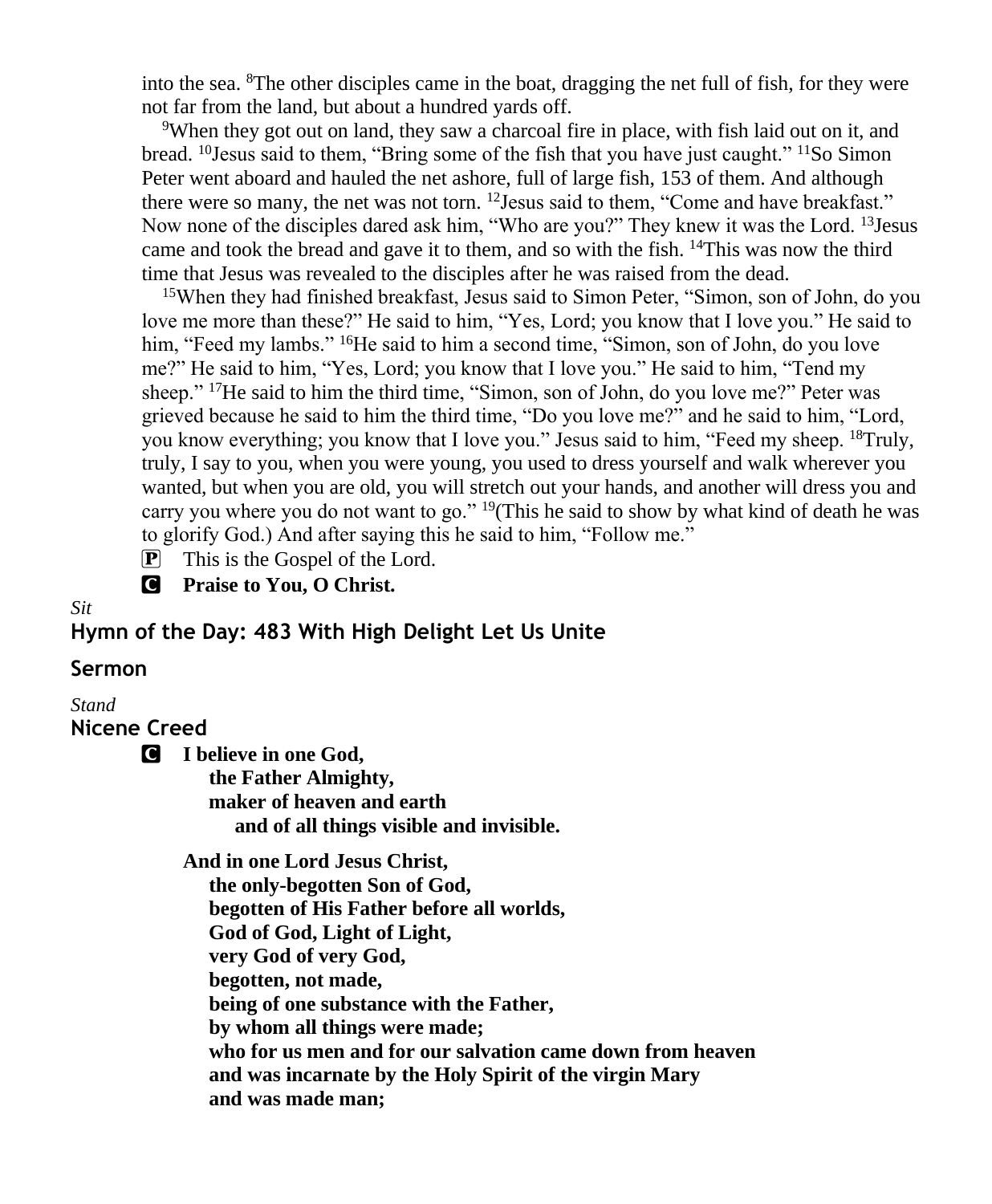into the sea. [8]The other disciples came in the boat, dragging the net full of fish, for they were not far from the land, but about a hundred yards off.

[9]When they got out on land, they saw a charcoal fire in place, with fish laid out on it, and bread. [10]Jesus said to them, "Bring some of the fish that you have just caught." [11]So Simon Peter went aboard and hauled the net ashore, full of large fish, 153 of them. And although there were so many, the net was not torn. [12]Jesus said to them, "Come and have breakfast." Now none of the disciples dared ask him, "Who are you?" They knew it was the Lord. [13]Jesus came and took the bread and gave it to them, and so with the fish. [14]This was now the third time that Jesus was revealed to the disciples after he was raised from the dead.

[15]When they had finished breakfast, Jesus said to Simon Peter, "Simon, son of John, do you love me more than these?" He said to him, "Yes, Lord; you know that I love you." He said to him, "Feed my lambs." [16]He said to him a second time, "Simon, son of John, do you love me?" He said to him, "Yes, Lord; you know that I love you." He said to him, "Tend my sheep." [17]He said to him the third time, "Simon, son of John, do you love me?" Peter was grieved because he said to him the third time, "Do you love me?" and he said to him, "Lord, you know everything; you know that I love you." Jesus said to him, "Feed my sheep. [18]Truly, truly, I say to you, when you were young, you used to dress yourself and walk wherever you wanted, but when you are old, you will stretch out your hands, and another will dress you and carry you where you do not want to go." [19](This he said to show by what kind of death he was to glorify God.) And after saying this he said to him, "Follow me."

P This is the Gospel of the Lord.

C **Praise to You, O Christ.**

*Sit*

## Hymn of the Day: 483 With High Delight Let Us Unite

## Sermon

*Stand*

## Nicene Creed

C **I believe in one God,**
**the Father Almighty,**
**maker of heaven and earth**
**and of all things visible and invisible.**

**And in one Lord Jesus Christ,**
**the only-begotten Son of God,**
**begotten of His Father before all worlds,**
**God of God, Light of Light,**
**very God of very God,**
**begotten, not made,**
**being of one substance with the Father,**
**by whom all things were made;**
**who for us men and for our salvation came down from heaven**
**and was incarnate by the Holy Spirit of the virgin Mary**
**and was made man;**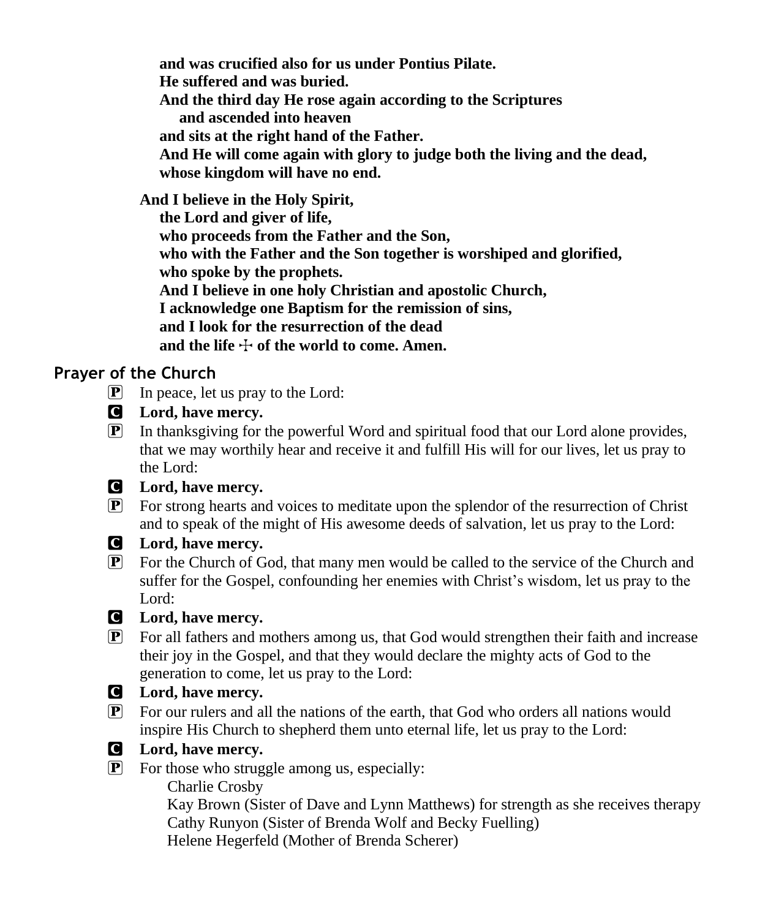**and was crucified also for us under Pontius Pilate.**
**He suffered and was buried.**
**And the third day He rose again according to the Scriptures**
**and ascended into heaven**
**and sits at the right hand of the Father.**
**And He will come again with glory to judge both the living and the dead,**
**whose kingdom will have no end.**

**And I believe in the Holy Spirit,**
**the Lord and giver of life,**
**who proceeds from the Father and the Son,**
**who with the Father and the Son together is worshiped and glorified,**
**who spoke by the prophets.**
**And I believe in one holy Christian and apostolic Church,**
**I acknowledge one Baptism for the remission of sins,**
**and I look for the resurrection of the dead**
**and the life ☩ of the world to come. Amen.**

## Prayer of the Church

P In peace, let us pray to the Lord:

C **Lord, have mercy.**

P In thanksgiving for the powerful Word and spiritual food that our Lord alone provides, that we may worthily hear and receive it and fulfill His will for our lives, let us pray to the Lord:

C **Lord, have mercy.**

P For strong hearts and voices to meditate upon the splendor of the resurrection of Christ and to speak of the might of His awesome deeds of salvation, let us pray to the Lord:

C **Lord, have mercy.**

P For the Church of God, that many men would be called to the service of the Church and suffer for the Gospel, confounding her enemies with Christ's wisdom, let us pray to the Lord:

C **Lord, have mercy.**

P For all fathers and mothers among us, that God would strengthen their faith and increase their joy in the Gospel, and that they would declare the mighty acts of God to the generation to come, let us pray to the Lord:

C **Lord, have mercy.**

P For our rulers and all the nations of the earth, that God who orders all nations would inspire His Church to shepherd them unto eternal life, let us pray to the Lord:

C **Lord, have mercy.**

P For those who struggle among us, especially:
Charlie Crosby
Kay Brown (Sister of Dave and Lynn Matthews) for strength as she receives therapy
Cathy Runyon (Sister of Brenda Wolf and Becky Fuelling)
Helene Hegerfeld (Mother of Brenda Scherer)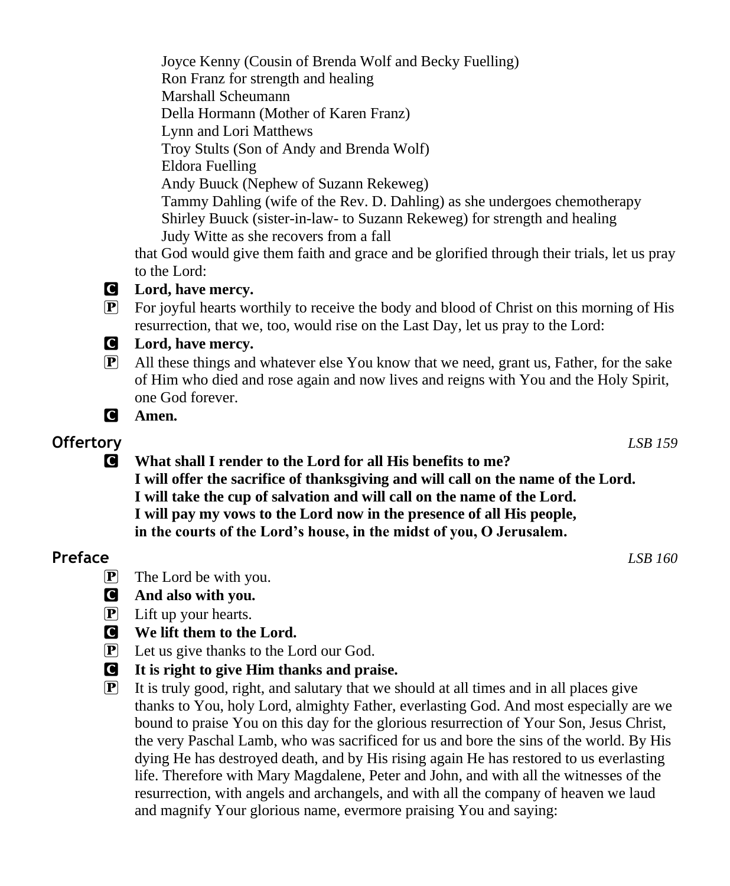Joyce Kenny (Cousin of Brenda Wolf and Becky Fuelling)
Ron Franz for strength and healing
Marshall Scheumann
Della Hormann (Mother of Karen Franz)
Lynn and Lori Matthews
Troy Stults (Son of Andy and Brenda Wolf)
Eldora Fuelling
Andy Buuck (Nephew of Suzann Rekeweg)
Tammy Dahling (wife of the Rev. D. Dahling) as she undergoes chemotherapy
Shirley Buuck (sister-in-law- to Suzann Rekeweg) for strength and healing
Judy Witte as she recovers from a fall

that God would give them faith and grace and be glorified through their trials, let us pray to the Lord:

C **Lord, have mercy.**

P For joyful hearts worthily to receive the body and blood of Christ on this morning of His resurrection, that we, too, would rise on the Last Day, let us pray to the Lord:

C **Lord, have mercy.**

P All these things and whatever else You know that we need, grant us, Father, for the sake of Him who died and rose again and now lives and reigns with You and the Holy Spirit, one God forever.

C **Amen.**

## Offertory *LSB 159*

C **What shall I render to the Lord for all His benefits to me?**
**I will offer the sacrifice of thanksgiving and will call on the name of the Lord.**
**I will take the cup of salvation and will call on the name of the Lord.**
**I will pay my vows to the Lord now in the presence of all His people,**
**in the courts of the Lord's house, in the midst of you, O Jerusalem.**

## Preface *LSB 160*

P The Lord be with you.

C **And also with you.**

P Lift up your hearts.

C **We lift them to the Lord.**

P Let us give thanks to the Lord our God.

C **It is right to give Him thanks and praise.**

P It is truly good, right, and salutary that we should at all times and in all places give thanks to You, holy Lord, almighty Father, everlasting God. And most especially are we bound to praise You on this day for the glorious resurrection of Your Son, Jesus Christ, the very Paschal Lamb, who was sacrificed for us and bore the sins of the world. By His dying He has destroyed death, and by His rising again He has restored to us everlasting life. Therefore with Mary Magdalene, Peter and John, and with all the witnesses of the resurrection, with angels and archangels, and with all the company of heaven we laud and magnify Your glorious name, evermore praising You and saying: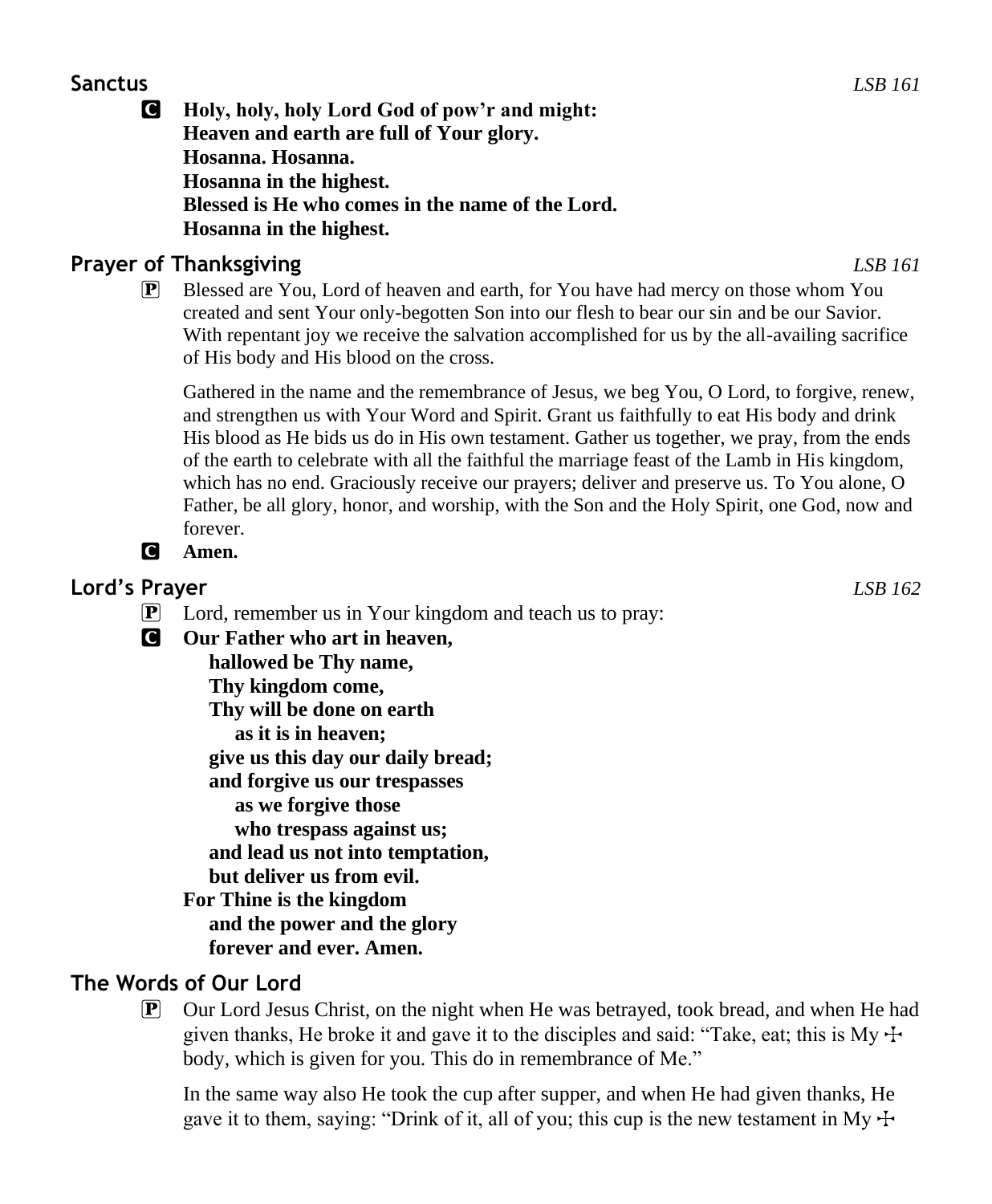## Sanctus *LSB 161*

**C** **Holy, holy, holy Lord God of pow'r and might:**
**Heaven and earth are full of Your glory.**
**Hosanna. Hosanna.**
**Hosanna in the highest.**
**Blessed is He who comes in the name of the Lord.**
**Hosanna in the highest.**

## Prayer of Thanksgiving *LSB 161*

**P** Blessed are You, Lord of heaven and earth, for You have had mercy on those whom You created and sent Your only-begotten Son into our flesh to bear our sin and be our Savior. With repentant joy we receive the salvation accomplished for us by the all-availing sacrifice of His body and His blood on the cross.

Gathered in the name and the remembrance of Jesus, we beg You, O Lord, to forgive, renew, and strengthen us with Your Word and Spirit. Grant us faithfully to eat His body and drink His blood as He bids us do in His own testament. Gather us together, we pray, from the ends of the earth to celebrate with all the faithful the marriage feast of the Lamb in His kingdom, which has no end. Graciously receive our prayers; deliver and preserve us. To You alone, O Father, be all glory, honor, and worship, with the Son and the Holy Spirit, one God, now and forever.

**C** **Amen.**

## Lord's Prayer *LSB 162*

**P** Lord, remember us in Your kingdom and teach us to pray:

**C** **Our Father who art in heaven,**
**hallowed be Thy name,**
**Thy kingdom come,**
**Thy will be done on earth**
**as it is in heaven;**
**give us this day our daily bread;**
**and forgive us our trespasses**
**as we forgive those**
**who trespass against us;**
**and lead us not into temptation,**
**but deliver us from evil.**
**For Thine is the kingdom**
**and the power and the glory**
**forever and ever. Amen.**

## The Words of Our Lord

**P** Our Lord Jesus Christ, on the night when He was betrayed, took bread, and when He had given thanks, He broke it and gave it to the disciples and said: "Take, eat; this is My ☩ body, which is given for you. This do in remembrance of Me."

In the same way also He took the cup after supper, and when He had given thanks, He gave it to them, saying: "Drink of it, all of you; this cup is the new testament in My ☩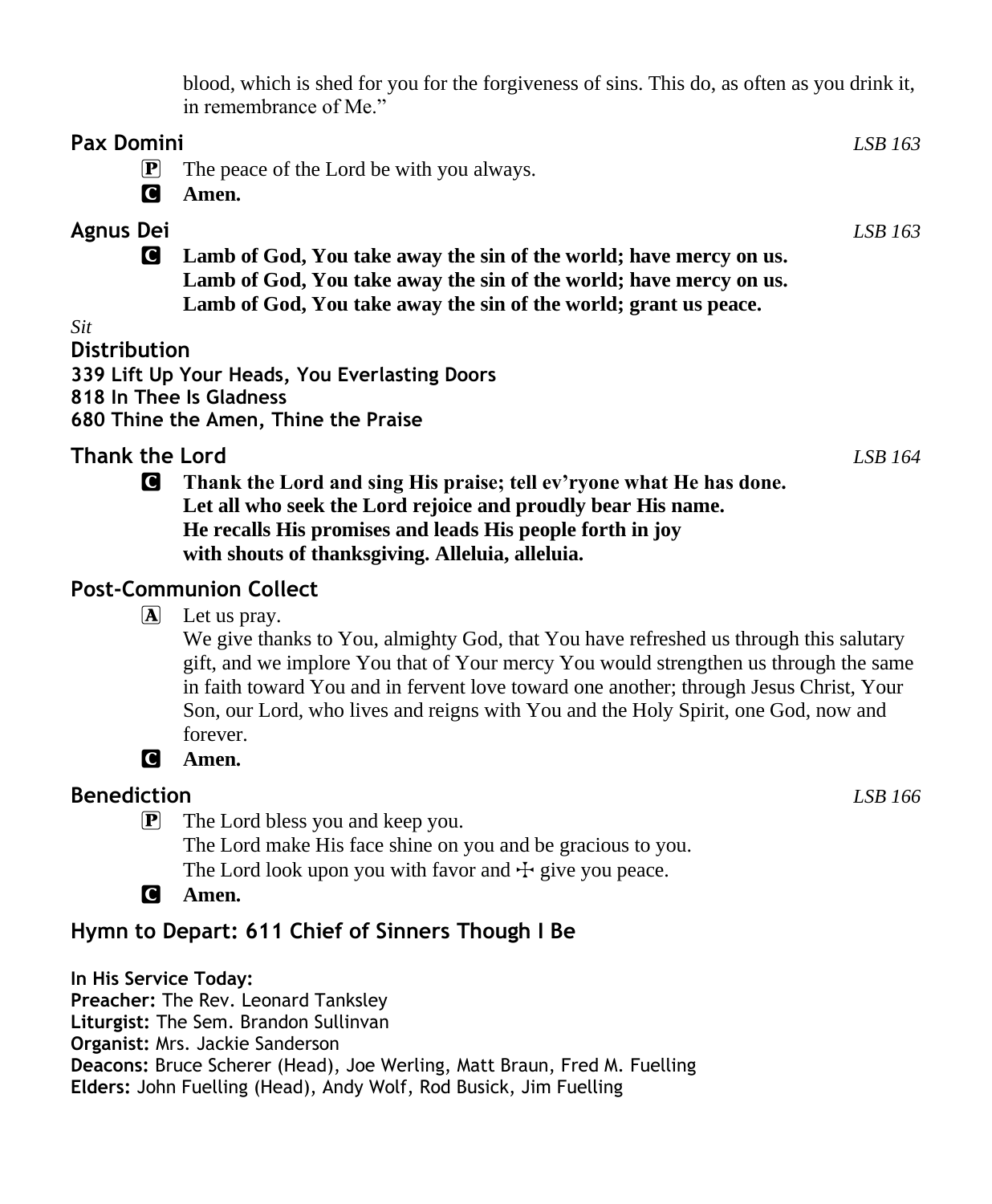blood, which is shed for you for the forgiveness of sins. This do, as often as you drink it, in remembrance of Me."

## Pax Domini *LSB 163*

P The peace of the Lord be with you always.

C **Amen.**

## Agnus Dei *LSB 163*

C **Lamb of God, You take away the sin of the world; have mercy on us.**
**Lamb of God, You take away the sin of the world; have mercy on us.**
**Lamb of God, You take away the sin of the world; grant us peace.**

*Sit*

## Distribution

**339 Lift Up Your Heads, You Everlasting Doors**
**818 In Thee Is Gladness**
**680 Thine the Amen, Thine the Praise**

## Thank the Lord *LSB 164*

C **Thank the Lord and sing His praise; tell ev'ryone what He has done.**
**Let all who seek the Lord rejoice and proudly bear His name.**
**He recalls His promises and leads His people forth in joy**
**with shouts of thanksgiving. Alleluia, alleluia.**

## Post-Communion Collect

A Let us pray.
We give thanks to You, almighty God, that You have refreshed us through this salutary gift, and we implore You that of Your mercy You would strengthen us through the same in faith toward You and in fervent love toward one another; through Jesus Christ, Your Son, our Lord, who lives and reigns with You and the Holy Spirit, one God, now and forever.

C **Amen.**

## Benediction *LSB 166*

P The Lord bless you and keep you.
The Lord make His face shine on you and be gracious to you.
The Lord look upon you with favor and ☩ give you peace.

C **Amen.**

## Hymn to Depart: 611 Chief of Sinners Though I Be

**In His Service Today:**
**Preacher:** The Rev. Leonard Tanksley
**Liturgist:** The Sem. Brandon Sullinvan
**Organist:** Mrs. Jackie Sanderson
**Deacons:** Bruce Scherer (Head), Joe Werling, Matt Braun, Fred M. Fuelling
**Elders:** John Fuelling (Head), Andy Wolf, Rod Busick, Jim Fuelling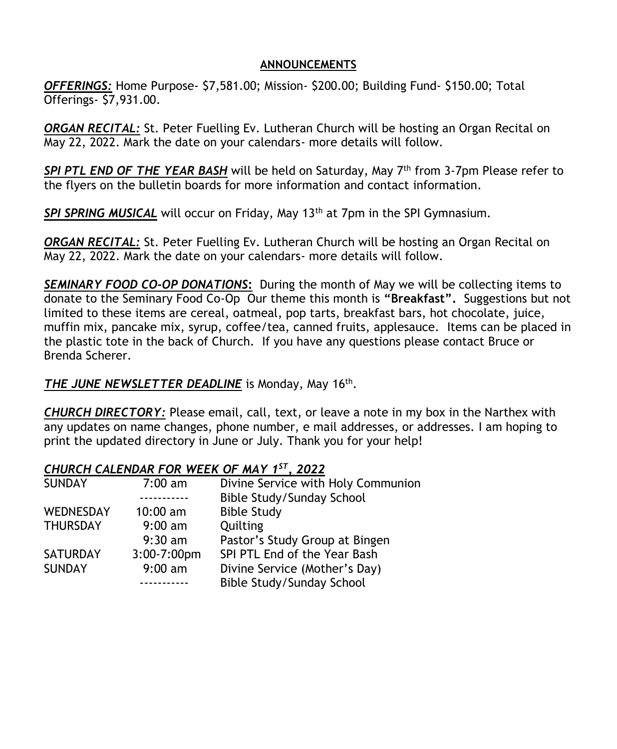## ANNOUNCEMENTS

***OFFERINGS:*** Home Purpose- $7,581.00; Mission- $200.00; Building Fund- $150.00; Total Offerings- $7,931.00.

***ORGAN RECITAL:*** St. Peter Fuelling Ev. Lutheran Church will be hosting an Organ Recital on May 22, 2022. Mark the date on your calendars- more details will follow.

***SPI PTL END OF THE YEAR BASH*** will be held on Saturday, May 7th from 3-7pm Please refer to the flyers on the bulletin boards for more information and contact information.

***SPI SPRING MUSICAL*** will occur on Friday, May 13th at 7pm in the SPI Gymnasium.

***ORGAN RECITAL:*** St. Peter Fuelling Ev. Lutheran Church will be hosting an Organ Recital on May 22, 2022. Mark the date on your calendars- more details will follow.

***SEMINARY FOOD CO-OP DONATIONS:*** During the month of May we will be collecting items to donate to the Seminary Food Co-Op Our theme this month is **"Breakfast".** Suggestions but not limited to these items are cereal, oatmeal, pop tarts, breakfast bars, hot chocolate, juice, muffin mix, pancake mix, syrup, coffee/tea, canned fruits, applesauce. Items can be placed in the plastic tote in the back of Church. If you have any questions please contact Bruce or Brenda Scherer.

***THE JUNE NEWSLETTER DEADLINE*** is Monday, May 16th.

***CHURCH DIRECTORY:*** Please email, call, text, or leave a note in my box in the Narthex with any updates on name changes, phone number, e mail addresses, or addresses. I am hoping to print the updated directory in June or July. Thank you for your help!

***CHURCH CALENDAR FOR WEEK OF MAY 1ST, 2022***

| | | |
|---|---|---|
| SUNDAY | 7:00 am | Divine Service with Holy Communion |
| | ----------- | Bible Study/Sunday School |
| WEDNESDAY | 10:00 am | Bible Study |
| THURSDAY | 9:00 am | Quilting |
| | 9:30 am | Pastor's Study Group at Bingen |
| SATURDAY | 3:00-7:00pm | SPI PTL End of the Year Bash |
| SUNDAY | 9:00 am | Divine Service (Mother's Day) |
| | ----------- | Bible Study/Sunday School |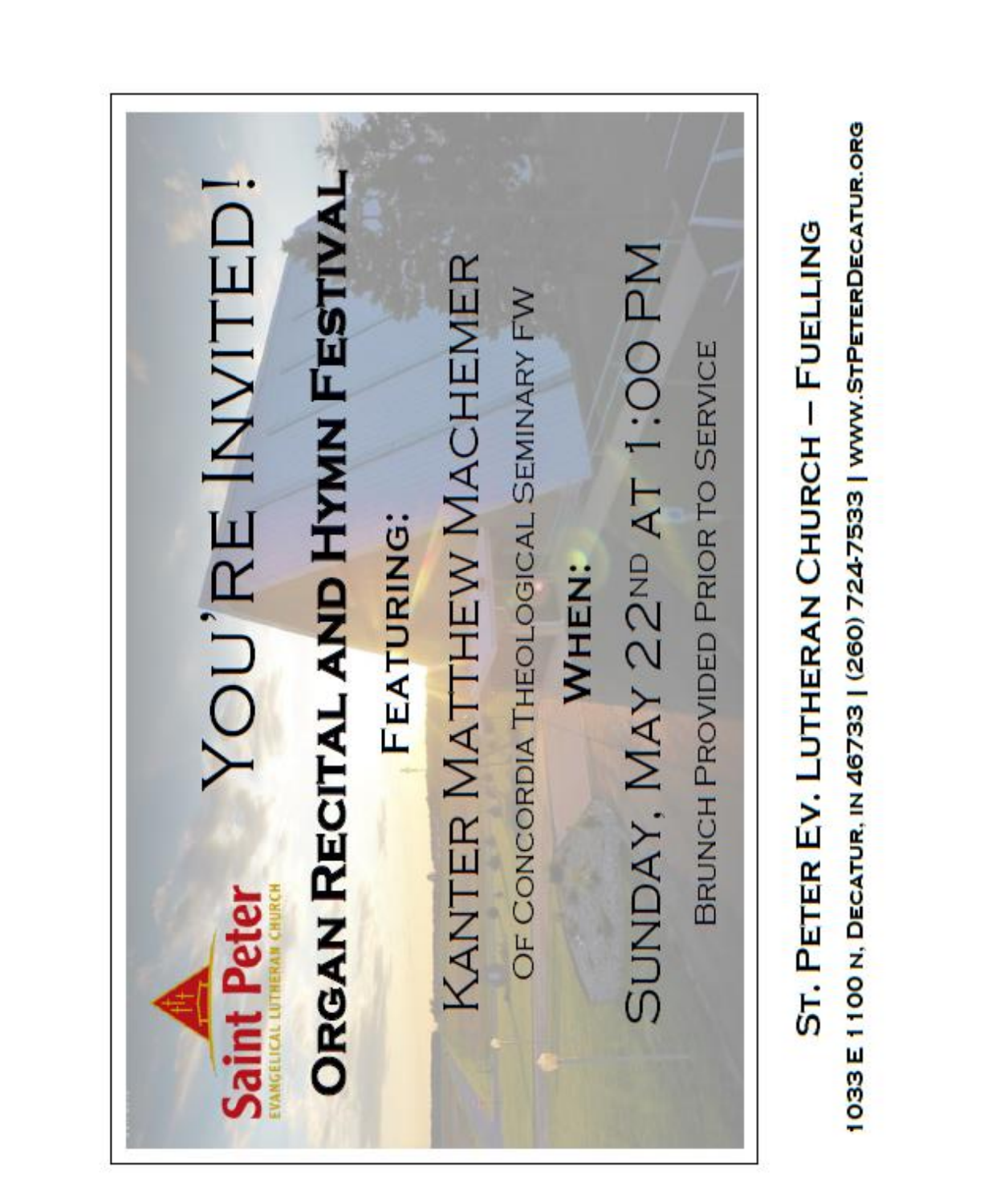Saint Peter
EVANGELICAL LUTHERAN CHURCH

# You're Invited!

## Organ Recital and Hymn Festival

**Featuring:**

Kanter Matthew Machemer

Of Concordia Theological Seminary FW

**When:**

Sunday, May 22nd at 1:00 PM

Brunch Provided Prior to Service

**St. Peter Ev. Lutheran Church – Fuelling**

**1033 E 1100 N, Decatur, IN 46733 | (260) 724-7533 | www.StPeterDecatur.org**